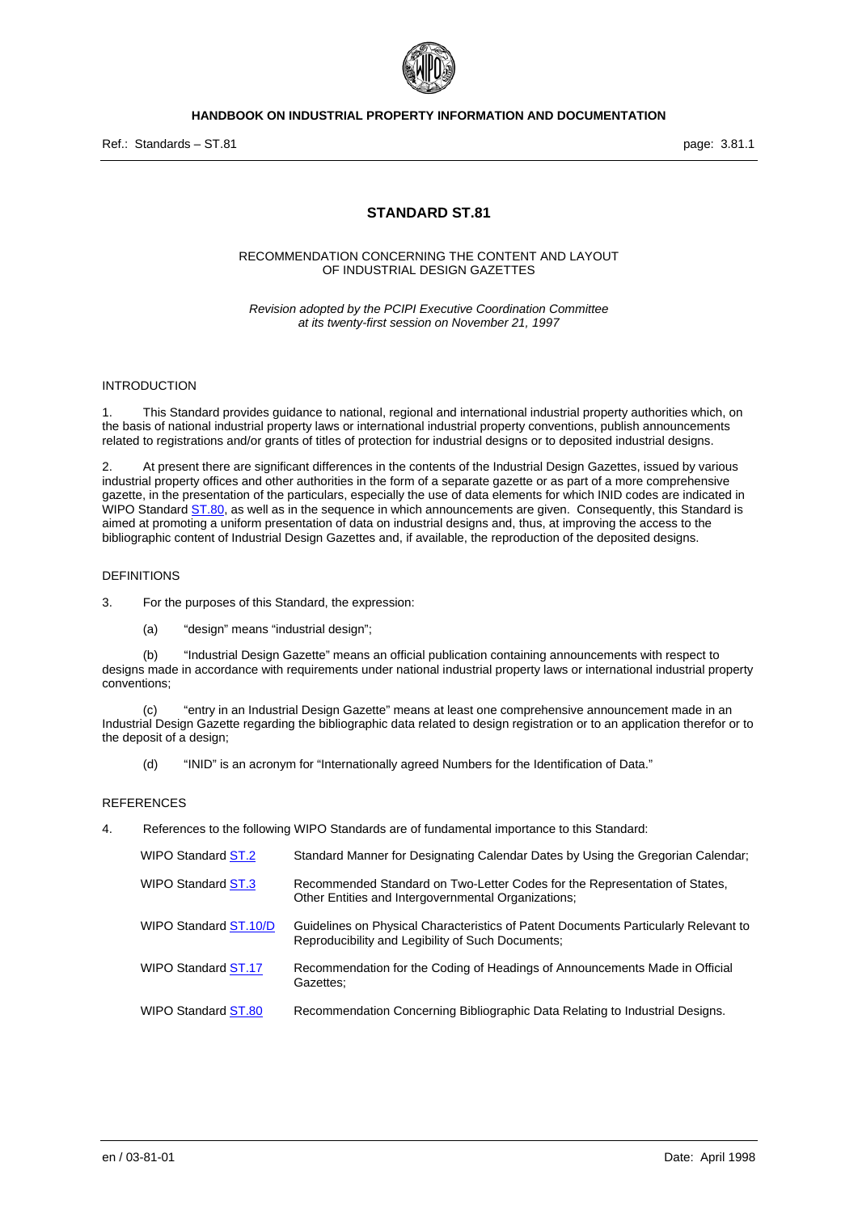# STANDARD ST.81

RECOMMENDATION CONCERNING THE CONTENT AND LAYOUT
OF INDUSTRIAL DESIGN GAZETTES

*Revision adopted by the PCIPI Executive Coordination Committee*
*at its twenty-first session on November 21, 1997*

## INTRODUCTION

1. This Standard provides guidance to national, regional and international industrial property authorities which, on the basis of national industrial property laws or international industrial property conventions, publish announcements related to registrations and/or grants of titles of protection for industrial designs or to deposited industrial designs.

2. At present there are significant differences in the contents of the Industrial Design Gazettes, issued by various industrial property offices and other authorities in the form of a separate gazette or as part of a more comprehensive gazette, in the presentation of the particulars, especially the use of data elements for which INID codes are indicated in WIPO Standard ST.80, as well as in the sequence in which announcements are given. Consequently, this Standard is aimed at promoting a uniform presentation of data on industrial designs and, thus, at improving the access to the bibliographic content of Industrial Design Gazettes and, if available, the reproduction of the deposited designs.

## DEFINITIONS

3. For the purposes of this Standard, the expression:

(a) "design" means "industrial design";

(b) "Industrial Design Gazette" means an official publication containing announcements with respect to designs made in accordance with requirements under national industrial property laws or international industrial property conventions;

(c) "entry in an Industrial Design Gazette" means at least one comprehensive announcement made in an Industrial Design Gazette regarding the bibliographic data related to design registration or to an application therefor or to the deposit of a design;

(d) "INID" is an acronym for "Internationally agreed Numbers for the Identification of Data."

## REFERENCES

4. References to the following WIPO Standards are of fundamental importance to this Standard:

| | |
|---|---|
| WIPO Standard ST.2 | Standard Manner for Designating Calendar Dates by Using the Gregorian Calendar; |
| WIPO Standard ST.3 | Recommended Standard on Two-Letter Codes for the Representation of States, Other Entities and Intergovernmental Organizations; |
| WIPO Standard ST.10/D | Guidelines on Physical Characteristics of Patent Documents Particularly Relevant to Reproducibility and Legibility of Such Documents; |
| WIPO Standard ST.17 | Recommendation for the Coding of Headings of Announcements Made in Official Gazettes; |
| WIPO Standard ST.80 | Recommendation Concerning Bibliographic Data Relating to Industrial Designs. |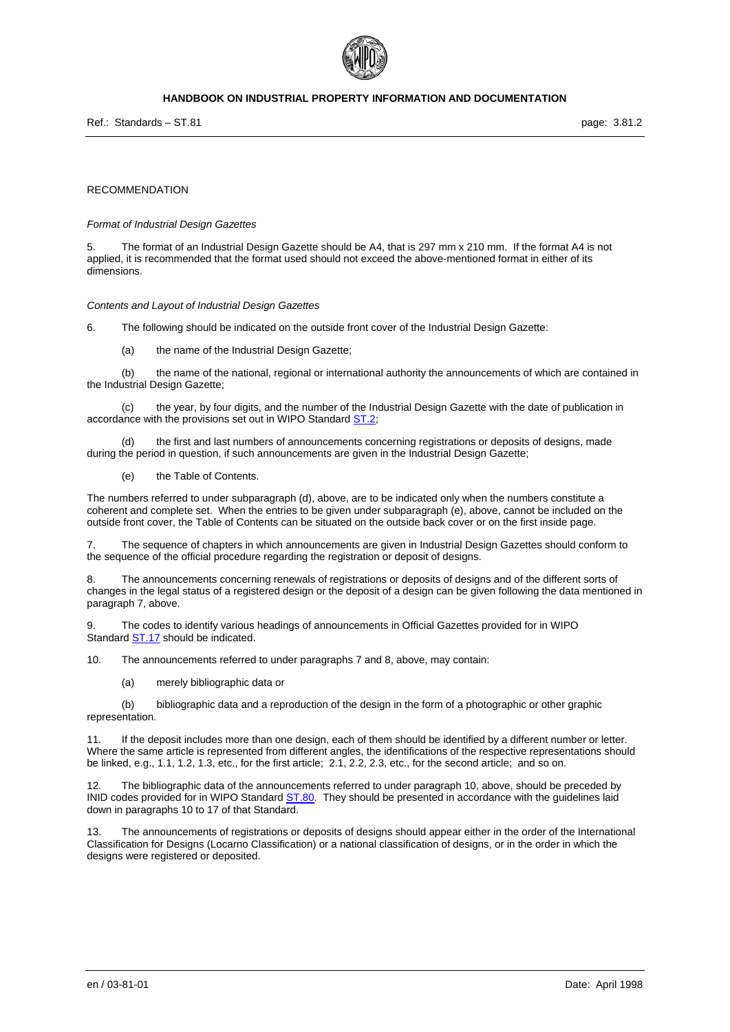RECOMMENDATION

*Format of Industrial Design Gazettes*

5. The format of an Industrial Design Gazette should be A4, that is 297 mm x 210 mm. If the format A4 is not applied, it is recommended that the format used should not exceed the above-mentioned format in either of its dimensions.

*Contents and Layout of Industrial Design Gazettes*

6. The following should be indicated on the outside front cover of the Industrial Design Gazette:

(a) the name of the Industrial Design Gazette;

(b) the name of the national, regional or international authority the announcements of which are contained in the Industrial Design Gazette;

(c) the year, by four digits, and the number of the Industrial Design Gazette with the date of publication in accordance with the provisions set out in WIPO Standard ST.2;

(d) the first and last numbers of announcements concerning registrations or deposits of designs, made during the period in question, if such announcements are given in the Industrial Design Gazette;

(e) the Table of Contents.

The numbers referred to under subparagraph (d), above, are to be indicated only when the numbers constitute a coherent and complete set. When the entries to be given under subparagraph (e), above, cannot be included on the outside front cover, the Table of Contents can be situated on the outside back cover or on the first inside page.

7. The sequence of chapters in which announcements are given in Industrial Design Gazettes should conform to the sequence of the official procedure regarding the registration or deposit of designs.

8. The announcements concerning renewals of registrations or deposits of designs and of the different sorts of changes in the legal status of a registered design or the deposit of a design can be given following the data mentioned in paragraph 7, above.

9. The codes to identify various headings of announcements in Official Gazettes provided for in WIPO Standard ST.17 should be indicated.

10. The announcements referred to under paragraphs 7 and 8, above, may contain:

(a) merely bibliographic data or

(b) bibliographic data and a reproduction of the design in the form of a photographic or other graphic representation.

11. If the deposit includes more than one design, each of them should be identified by a different number or letter. Where the same article is represented from different angles, the identifications of the respective representations should be linked, e.g., 1.1, 1.2, 1.3, etc., for the first article; 2.1, 2.2, 2.3, etc., for the second article; and so on.

12. The bibliographic data of the announcements referred to under paragraph 10, above, should be preceded by INID codes provided for in WIPO Standard ST.80. They should be presented in accordance with the guidelines laid down in paragraphs 10 to 17 of that Standard.

13. The announcements of registrations or deposits of designs should appear either in the order of the International Classification for Designs (Locarno Classification) or a national classification of designs, or in the order in which the designs were registered or deposited.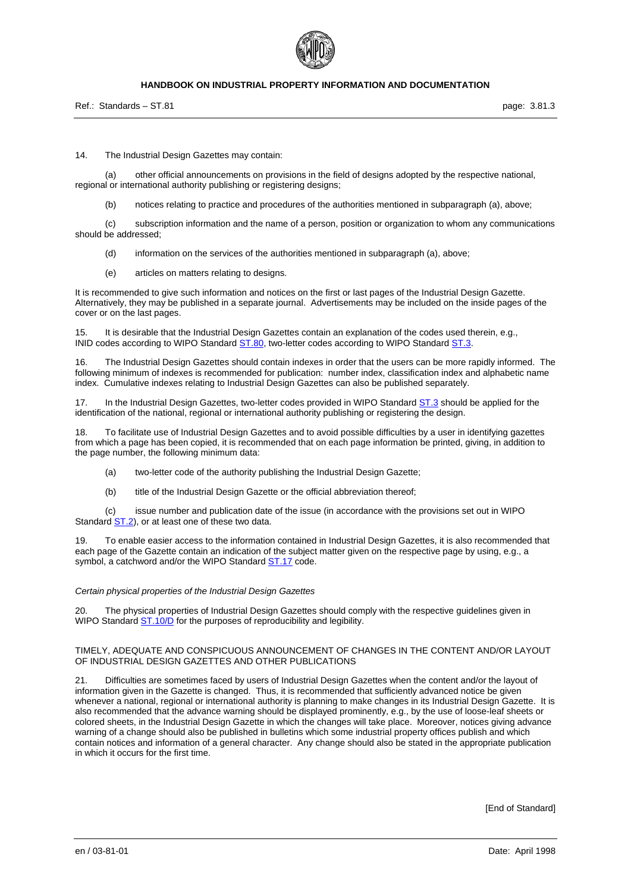14. The Industrial Design Gazettes may contain:

(a) other official announcements on provisions in the field of designs adopted by the respective national, regional or international authority publishing or registering designs;

(b) notices relating to practice and procedures of the authorities mentioned in subparagraph (a), above;

(c) subscription information and the name of a person, position or organization to whom any communications should be addressed;

(d) information on the services of the authorities mentioned in subparagraph (a), above;

(e) articles on matters relating to designs.

It is recommended to give such information and notices on the first or last pages of the Industrial Design Gazette. Alternatively, they may be published in a separate journal. Advertisements may be included on the inside pages of the cover or on the last pages.

15. It is desirable that the Industrial Design Gazettes contain an explanation of the codes used therein, e.g., INID codes according to WIPO Standard ST.80, two-letter codes according to WIPO Standard ST.3.

16. The Industrial Design Gazettes should contain indexes in order that the users can be more rapidly informed. The following minimum of indexes is recommended for publication: number index, classification index and alphabetic name index. Cumulative indexes relating to Industrial Design Gazettes can also be published separately.

17. In the Industrial Design Gazettes, two-letter codes provided in WIPO Standard ST.3 should be applied for the identification of the national, regional or international authority publishing or registering the design.

18. To facilitate use of Industrial Design Gazettes and to avoid possible difficulties by a user in identifying gazettes from which a page has been copied, it is recommended that on each page information be printed, giving, in addition to the page number, the following minimum data:

(a) two-letter code of the authority publishing the Industrial Design Gazette;

(b) title of the Industrial Design Gazette or the official abbreviation thereof;

(c) issue number and publication date of the issue (in accordance with the provisions set out in WIPO Standard ST.2), or at least one of these two data.

19. To enable easier access to the information contained in Industrial Design Gazettes, it is also recommended that each page of the Gazette contain an indication of the subject matter given on the respective page by using, e.g., a symbol, a catchword and/or the WIPO Standard ST.17 code.

*Certain physical properties of the Industrial Design Gazettes*

20. The physical properties of Industrial Design Gazettes should comply with the respective guidelines given in WIPO Standard ST.10/D for the purposes of reproducibility and legibility.

## TIMELY, ADEQUATE AND CONSPICUOUS ANNOUNCEMENT OF CHANGES IN THE CONTENT AND/OR LAYOUT OF INDUSTRIAL DESIGN GAZETTES AND OTHER PUBLICATIONS

21. Difficulties are sometimes faced by users of Industrial Design Gazettes when the content and/or the layout of information given in the Gazette is changed. Thus, it is recommended that sufficiently advanced notice be given whenever a national, regional or international authority is planning to make changes in its Industrial Design Gazette. It is also recommended that the advance warning should be displayed prominently, e.g., by the use of loose-leaf sheets or colored sheets, in the Industrial Design Gazette in which the changes will take place. Moreover, notices giving advance warning of a change should also be published in bulletins which some industrial property offices publish and which contain notices and information of a general character. Any change should also be stated in the appropriate publication in which it occurs for the first time.

[End of Standard]